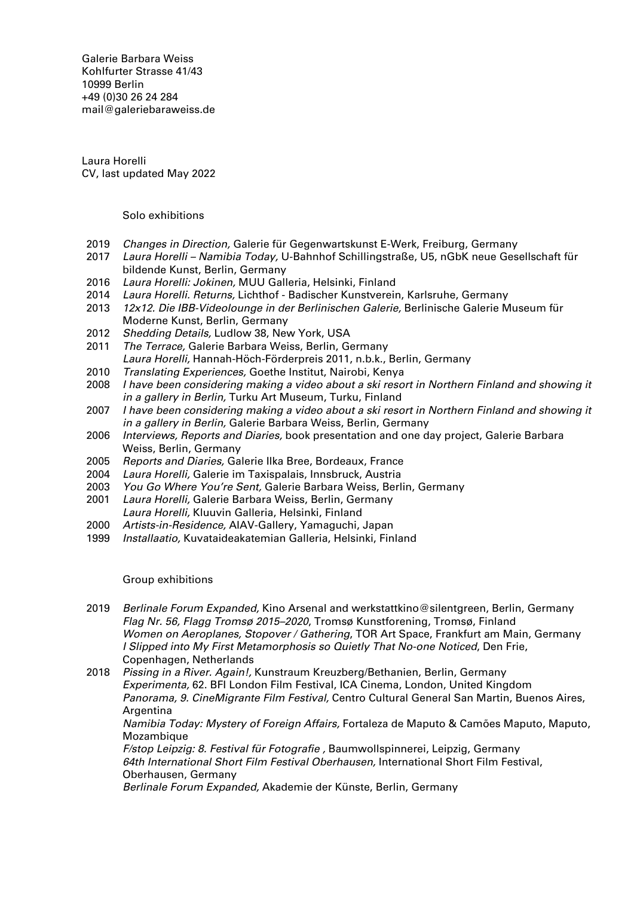Galerie Barbara Weiss
Kohlfurter Strasse 41/43
10999 Berlin
+49 (0)30 26 24 284
mail@galeriebaraweiss.de

Laura Horelli
CV, last updated May 2022

## Solo exhibitions

2019 *Changes in Direction,* Galerie für Gegenwartskunst E-Werk, Freiburg, Germany
2017 *Laura Horelli – Namibia Today,* U-Bahnhof Schillingstraße, U5, nGbK neue Gesellschaft für bildende Kunst, Berlin, Germany
2016 *Laura Horelli: Jokinen,* MUU Galleria, Helsinki, Finland
2014 *Laura Horelli. Returns,* Lichthof - Badischer Kunstverein, Karlsruhe, Germany
2013 *12x12. Die IBB-Videolounge in der Berlinischen Galerie,* Berlinische Galerie Museum für Moderne Kunst, Berlin, Germany
2012 *Shedding Details,* Ludlow 38, New York, USA
2011 *The Terrace,* Galerie Barbara Weiss, Berlin, Germany
*Laura Horelli,* Hannah-Höch-Förderpreis 2011, n.b.k., Berlin, Germany
2010 *Translating Experiences,* Goethe Institut, Nairobi, Kenya
2008 *I have been considering making a video about a ski resort in Northern Finland and showing it in a gallery in Berlin,* Turku Art Museum, Turku, Finland
2007 *I have been considering making a video about a ski resort in Northern Finland and showing it in a gallery in Berlin,* Galerie Barbara Weiss, Berlin, Germany
2006 *Interviews, Reports and Diaries,* book presentation and one day project, Galerie Barbara Weiss, Berlin, Germany
2005 *Reports and Diaries,* Galerie Ilka Bree, Bordeaux, France
2004 *Laura Horelli,* Galerie im Taxispalais, Innsbruck, Austria
2003 *You Go Where You're Sent,* Galerie Barbara Weiss, Berlin, Germany
2001 *Laura Horelli,* Galerie Barbara Weiss, Berlin, Germany
*Laura Horelli,* Kluuvin Galleria, Helsinki, Finland
2000 *Artists-in-Residence,* AIAV-Gallery, Yamaguchi, Japan
1999 *Installaatio,* Kuvataideakatemian Galleria, Helsinki, Finland

## Group exhibitions

2019 *Berlinale Forum Expanded,* Kino Arsenal and werkstattkino@silentgreen, Berlin, Germany
*Flag Nr. 56, Flagg Tromsø 2015–2020*, Tromsø Kunstforening, Tromsø, Finland
*Women on Aeroplanes, Stopover / Gathering*, TOR Art Space, Frankfurt am Main, Germany
*I Slipped into My First Metamorphosis so Quietly That No-one Noticed*, Den Frie, Copenhagen, Netherlands
2018 *Pissing in a River. Again!,* Kunstraum Kreuzberg/Bethanien, Berlin, Germany
*Experimenta,* 62. BFI London Film Festival, ICA Cinema, London, United Kingdom
*Panorama, 9. CineMigrante Film Festival,* Centro Cultural General San Martin, Buenos Aires, Argentina
*Namibia Today: Mystery of Foreign Affairs,* Fortaleza de Maputo & Camões Maputo, Maputo, Mozambique
*F/stop Leipzig: 8. Festival für Fotografie* , Baumwollspinnerei, Leipzig, Germany
*64th International Short Film Festival Oberhausen,* International Short Film Festival, Oberhausen, Germany
*Berlinale Forum Expanded,* Akademie der Künste, Berlin, Germany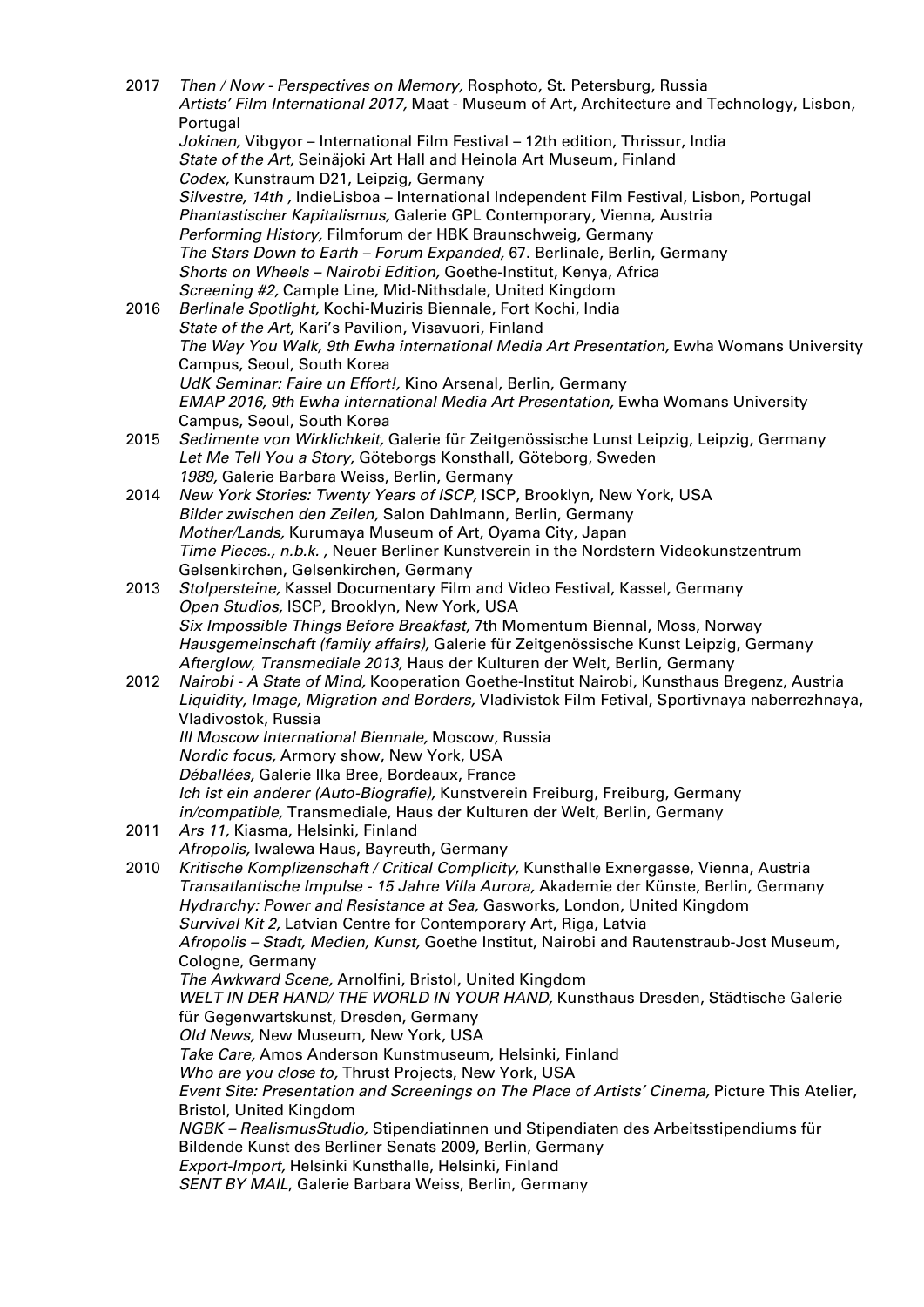2017 *Then / Now - Perspectives on Memory,* Rosphoto, St. Petersburg, Russia
*Artists' Film International 2017,* Maat - Museum of Art, Architecture and Technology, Lisbon, Portugal
*Jokinen,* Vibgyor – International Film Festival – 12th edition, Thrissur, India
*State of the Art,* Seinäjoki Art Hall and Heinola Art Museum, Finland
*Codex,* Kunstraum D21, Leipzig, Germany
*Silvestre, 14th ,* IndieLisboa – International Independent Film Festival, Lisbon, Portugal
*Phantastischer Kapitalismus,* Galerie GPL Contemporary, Vienna, Austria
*Performing History,* Filmforum der HBK Braunschweig, Germany
*The Stars Down to Earth – Forum Expanded,* 67. Berlinale, Berlin, Germany
*Shorts on Wheels – Nairobi Edition,* Goethe-Institut, Kenya, Africa
*Screening #2,* Cample Line, Mid-Nithsdale, United Kingdom

2016 *Berlinale Spotlight,* Kochi-Muziris Biennale, Fort Kochi, India
*State of the Art,* Kari's Pavilion, Visavuori, Finland
*The Way You Walk, 9th Ewha international Media Art Presentation,* Ewha Womans University Campus, Seoul, South Korea
*UdK Seminar: Faire un Effort!,* Kino Arsenal, Berlin, Germany
*EMAP 2016, 9th Ewha international Media Art Presentation,* Ewha Womans University Campus, Seoul, South Korea

2015 *Sedimente von Wirklichkeit,* Galerie für Zeitgenössische Lunst Leipzig, Leipzig, Germany
*Let Me Tell You a Story,* Göteborgs Konsthall, Göteborg, Sweden
*1989,* Galerie Barbara Weiss, Berlin, Germany

2014 *New York Stories: Twenty Years of ISCP,* ISCP, Brooklyn, New York, USA
*Bilder zwischen den Zeilen,* Salon Dahlmann, Berlin, Germany
*Mother/Lands,* Kurumaya Museum of Art, Oyama City, Japan
*Time Pieces., n.b.k. ,* Neuer Berliner Kunstverein in the Nordstern Videokunstzentrum Gelsenkirchen, Gelsenkirchen, Germany

2013 *Stolpersteine,* Kassel Documentary Film and Video Festival, Kassel, Germany
*Open Studios,* ISCP, Brooklyn, New York, USA
*Six Impossible Things Before Breakfast,* 7th Momentum Biennal, Moss, Norway
*Hausgemeinschaft (family affairs),* Galerie für Zeitgenössische Kunst Leipzig, Germany
*Afterglow, Transmediale 2013,* Haus der Kulturen der Welt, Berlin, Germany

2012 *Nairobi - A State of Mind,* Kooperation Goethe-Institut Nairobi, Kunsthaus Bregenz, Austria
*Liquidity, Image, Migration and Borders,* Vladivistok Film Fetival, Sportivnaya naberrezhnaya, Vladivostok, Russia
*III Moscow International Biennale,* Moscow, Russia
*Nordic focus,* Armory show, New York, USA
*Déballées,* Galerie Ilka Bree, Bordeaux, France
*Ich ist ein anderer (Auto-Biografie),* Kunstverein Freiburg, Freiburg, Germany
*in/compatible,* Transmediale, Haus der Kulturen der Welt, Berlin, Germany

2011 *Ars 11,* Kiasma, Helsinki, Finland
*Afropolis,* Iwalewa Haus, Bayreuth, Germany

2010 *Kritische Komplizenschaft / Critical Complicity,* Kunsthalle Exnergasse, Vienna, Austria
*Transatlantische Impulse - 15 Jahre Villa Aurora,* Akademie der Künste, Berlin, Germany
*Hydrarchy: Power and Resistance at Sea,* Gasworks, London, United Kingdom
*Survival Kit 2,* Latvian Centre for Contemporary Art, Riga, Latvia
*Afropolis – Stadt, Medien, Kunst,* Goethe Institut, Nairobi and Rautenstraub-Jost Museum, Cologne, Germany
*The Awkward Scene,* Arnolfini, Bristol, United Kingdom
*WELT IN DER HAND/ THE WORLD IN YOUR HAND,* Kunsthaus Dresden, Städtische Galerie für Gegenwartskunst, Dresden, Germany
*Old News,* New Museum, New York, USA
*Take Care,* Amos Anderson Kunstmuseum, Helsinki, Finland
*Who are you close to,* Thrust Projects, New York, USA
*Event Site: Presentation and Screenings on The Place of Artists' Cinema,* Picture This Atelier, Bristol, United Kingdom
*NGBK – RealismusStudio,* Stipendiatinnen und Stipendiaten des Arbeitsstipendiums für Bildende Kunst des Berliner Senats 2009, Berlin, Germany
*Export-Import,* Helsinki Kunsthalle, Helsinki, Finland
*SENT BY MAIL*, Galerie Barbara Weiss, Berlin, Germany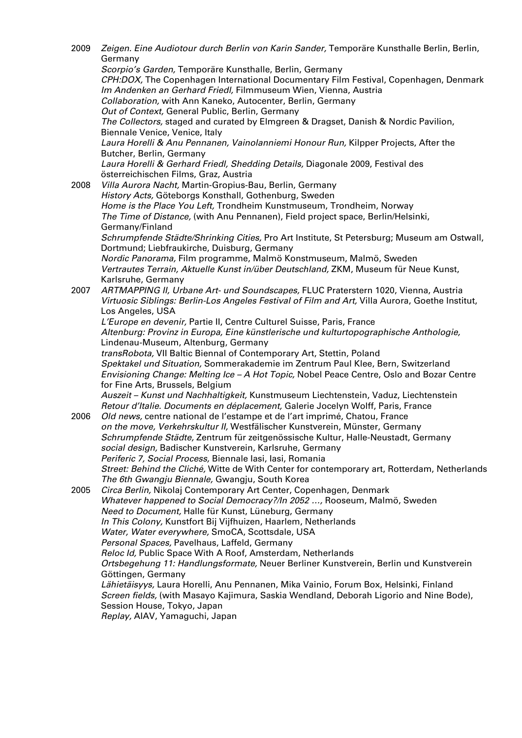2009 *Zeigen. Eine Audiotour durch Berlin von Karin Sander,* Temporäre Kunsthalle Berlin, Berlin, Germany
*Scorpio's Garden,* Temporäre Kunsthalle, Berlin, Germany
*CPH:DOX,* The Copenhagen International Documentary Film Festival, Copenhagen, Denmark
*Im Andenken an Gerhard Friedl,* Filmmuseum Wien, Vienna, Austria
*Collaboration,* with Ann Kaneko, Autocenter, Berlin, Germany
*Out of Context,* General Public, Berlin, Germany
*The Collectors,* staged and curated by Elmgreen & Dragset, Danish & Nordic Pavilion, Biennale Venice, Venice, Italy
*Laura Horelli & Anu Pennanen, Vainolanniemi Honour Run,* Kilpper Projects, After the Butcher, Berlin, Germany
*Laura Horelli & Gerhard Friedl, Shedding Details,* Diagonale 2009, Festival des österreichischen Films, Graz, Austria

2008 *Villa Aurora Nacht,* Martin-Gropius-Bau, Berlin, Germany
*History Acts,* Göteborgs Konsthall, Gothenburg, Sweden
*Home is the Place You Left,* Trondheim Kunstmuseum, Trondheim, Norway
*The Time of Distance,* (with Anu Pennanen), Field project space, Berlin/Helsinki, Germany/Finland
*Schrumpfende Städte/Shrinking Cities,* Pro Art Institute, St Petersburg; Museum am Ostwall, Dortmund; Liebfraukirche, Duisburg, Germany
*Nordic Panorama,* Film programme, Malmö Konstmuseum, Malmö, Sweden
*Vertrautes Terrain, Aktuelle Kunst in/über Deutschland,* ZKM, Museum für Neue Kunst, Karlsruhe, Germany

2007 *ARTMAPPING II, Urbane Art- und Soundscapes,* FLUC Praterstern 1020, Vienna, Austria
*Virtuosic Siblings: Berlin-Los Angeles Festival of Film and Art,* Villa Aurora, Goethe Institut, Los Angeles, USA
*L'Europe en devenir,* Partie II, Centre Culturel Suisse, Paris, France
*Altenburg: Provinz in Europa, Eine künstlerische und kulturtopographische Anthologie,* Lindenau-Museum, Altenburg, Germany
*transRobota,* VII Baltic Biennal of Contemporary Art, Stettin, Poland
*Spektakel und Situation,* Sommerakademie im Zentrum Paul Klee, Bern, Switzerland
*Envisioning Change: Melting Ice – A Hot Topic,* Nobel Peace Centre, Oslo and Bozar Centre for Fine Arts, Brussels, Belgium
*Auszeit – Kunst und Nachhaltigkeit,* Kunstmuseum Liechtenstein, Vaduz, Liechtenstein
*Retour d'Italie. Documents en déplacement,* Galerie Jocelyn Wolff, Paris, France

2006 *Old news,* centre national de l'estampe et de l'art imprimé, Chatou, France
*on the move, Verkehrskultur II,* Westfälischer Kunstverein, Münster, Germany
*Schrumpfende Städte,* Zentrum für zeitgenössische Kultur, Halle-Neustadt, Germany
*social design,* Badischer Kunstverein, Karlsruhe, Germany
*Periferic 7, Social Process,* Biennale Iasi, Iasi, Romania
*Street: Behind the Cliché,* Witte de With Center for contemporary art, Rotterdam, Netherlands
*The 6th Gwangju Biennale,* Gwangju, South Korea

2005 *Circa Berlin,* Nikolaj Contemporary Art Center, Copenhagen, Denmark
*Whatever happened to Social Democracy?/In 2052 ...,* Rooseum, Malmö, Sweden
*Need to Document,* Halle für Kunst, Lüneburg, Germany
*In This Colony,* Kunstfort Bij Vijfhuizen, Haarlem, Netherlands
*Water, Water everywhere,* SmoCA, Scottsdale, USA
*Personal Spaces,* Pavelhaus, Laffeld, Germany
*Reloc Id,* Public Space With A Roof, Amsterdam, Netherlands
*Ortsbegehung 11: Handlungsformate,* Neuer Berliner Kunstverein, Berlin und Kunstverein Göttingen, Germany
*Lähietäisyys,* Laura Horelli, Anu Pennanen, Mika Vainio, Forum Box, Helsinki, Finland
*Screen fields,* (with Masayo Kajimura, Saskia Wendland, Deborah Ligorio and Nine Bode), Session House, Tokyo, Japan
*Replay,* AIAV, Yamaguchi, Japan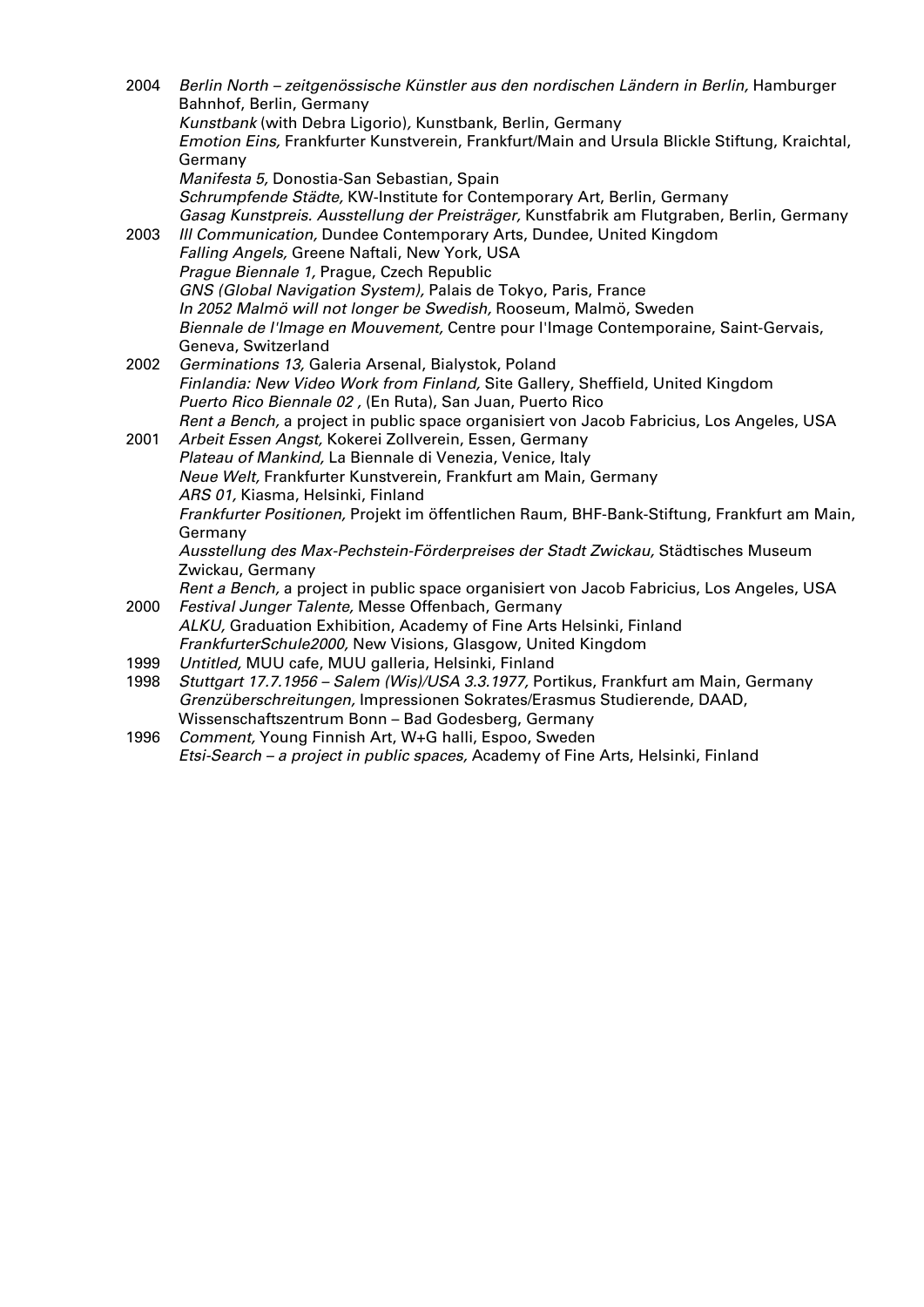2004 *Berlin North – zeitgenössische Künstler aus den nordischen Ländern in Berlin,* Hamburger Bahnhof, Berlin, Germany
*Kunstbank* (with Debra Ligorio), Kunstbank, Berlin, Germany
*Emotion Eins,* Frankfurter Kunstverein, Frankfurt/Main and Ursula Blickle Stiftung, Kraichtal, Germany
*Manifesta 5,* Donostia-San Sebastian, Spain
*Schrumpfende Städte,* KW-Institute for Contemporary Art, Berlin, Germany
*Gasag Kunstpreis. Ausstellung der Preisträger,* Kunstfabrik am Flutgraben, Berlin, Germany

2003 *Ill Communication,* Dundee Contemporary Arts, Dundee, United Kingdom
*Falling Angels,* Greene Naftali, New York, USA
*Prague Biennale 1,* Prague, Czech Republic
*GNS (Global Navigation System),* Palais de Tokyo, Paris, France
*In 2052 Malmö will not longer be Swedish,* Rooseum, Malmö, Sweden
*Biennale de l'Image en Mouvement,* Centre pour l'Image Contemporaine, Saint-Gervais, Geneva, Switzerland

2002 *Germinations 13,* Galeria Arsenal, Bialystok, Poland
*Finlandia: New Video Work from Finland,* Site Gallery, Sheffield, United Kingdom
*Puerto Rico Biennale 02 ,* (En Ruta), San Juan, Puerto Rico
*Rent a Bench,* a project in public space organisiert von Jacob Fabricius, Los Angeles, USA

2001 *Arbeit Essen Angst,* Kokerei Zollverein, Essen, Germany
*Plateau of Mankind,* La Biennale di Venezia, Venice, Italy
*Neue Welt,* Frankfurter Kunstverein, Frankfurt am Main, Germany
*ARS 01,* Kiasma, Helsinki, Finland
*Frankfurter Positionen,* Projekt im öffentlichen Raum, BHF-Bank-Stiftung, Frankfurt am Main, Germany
*Ausstellung des Max-Pechstein-Förderpreises der Stadt Zwickau,* Städtisches Museum Zwickau, Germany
*Rent a Bench,* a project in public space organisiert von Jacob Fabricius, Los Angeles, USA

2000 *Festival Junger Talente,* Messe Offenbach, Germany
*ALKU,* Graduation Exhibition, Academy of Fine Arts Helsinki, Finland
*FrankfurterSchule2000,* New Visions, Glasgow, United Kingdom

1999 *Untitled,* MUU cafe, MUU galleria, Helsinki, Finland

1998 *Stuttgart 17.7.1956 – Salem (Wis)/USA 3.3.1977,* Portikus, Frankfurt am Main, Germany
*Grenzüberschreitungen,* Impressionen Sokrates/Erasmus Studierende, DAAD, Wissenschaftszentrum Bonn – Bad Godesberg, Germany

1996 *Comment,* Young Finnish Art, W+G halli, Espoo, Sweden
*Etsi-Search – a project in public spaces,* Academy of Fine Arts, Helsinki, Finland